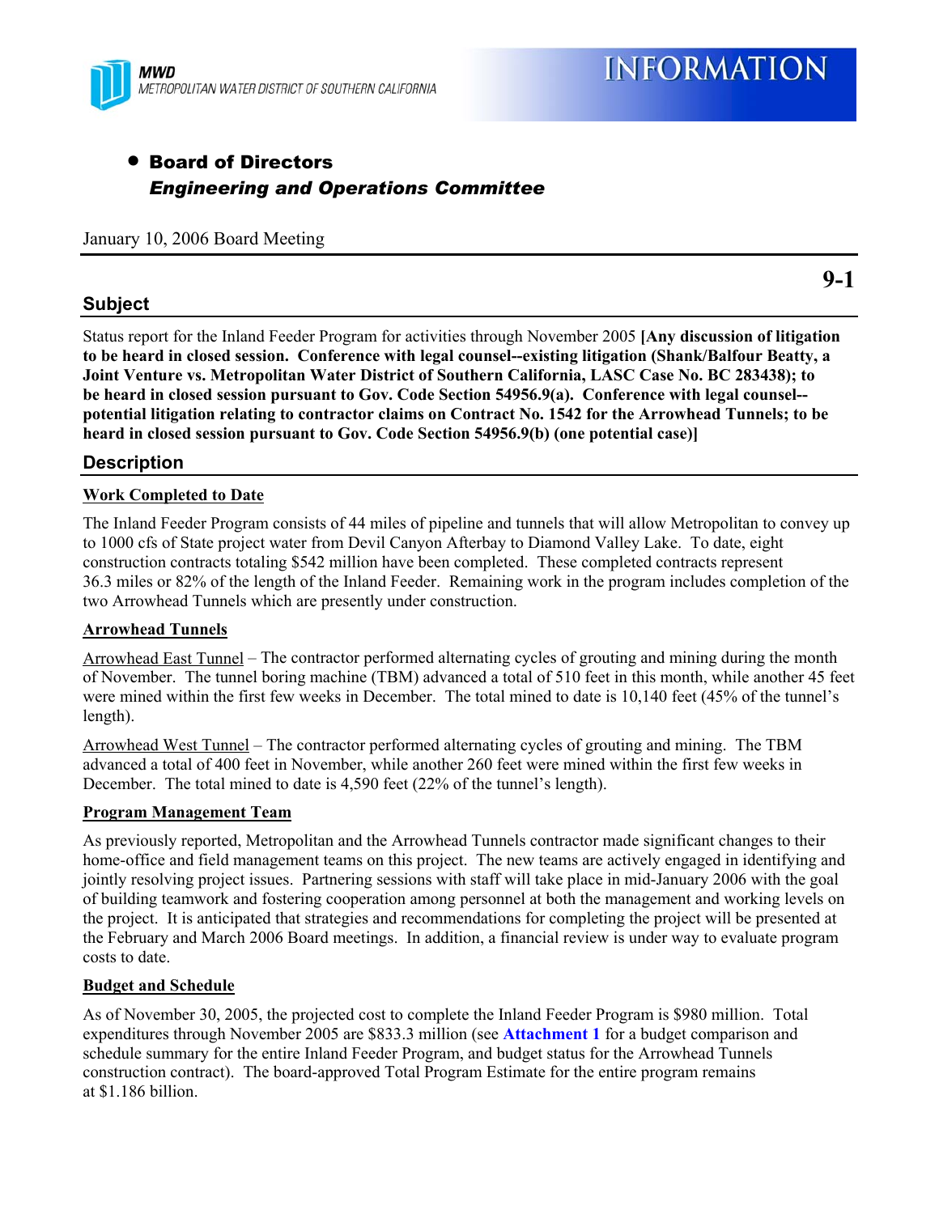MWD
METROPOLITAN WATER DISTRICT OF SOUTHERN CALIFORNIA

# INFORMATION

- **Board of Directors**
  ***Engineering and Operations Committee***

January 10, 2006 Board Meeting

**9-1**

## Subject

Status report for the Inland Feeder Program for activities through November 2005 **[Any discussion of litigation to be heard in closed session. Conference with legal counsel--existing litigation (Shank/Balfour Beatty, a Joint Venture vs. Metropolitan Water District of Southern California, LASC Case No. BC 283438); to be heard in closed session pursuant to Gov. Code Section 54956.9(a). Conference with legal counsel--potential litigation relating to contractor claims on Contract No. 1542 for the Arrowhead Tunnels; to be heard in closed session pursuant to Gov. Code Section 54956.9(b) (one potential case)]**

## Description

### Work Completed to Date

The Inland Feeder Program consists of 44 miles of pipeline and tunnels that will allow Metropolitan to convey up to 1000 cfs of State project water from Devil Canyon Afterbay to Diamond Valley Lake. To date, eight construction contracts totaling $542 million have been completed. These completed contracts represent 36.3 miles or 82% of the length of the Inland Feeder. Remaining work in the program includes completion of the two Arrowhead Tunnels which are presently under construction.

### Arrowhead Tunnels

Arrowhead East Tunnel – The contractor performed alternating cycles of grouting and mining during the month of November. The tunnel boring machine (TBM) advanced a total of 510 feet in this month, while another 45 feet were mined within the first few weeks in December. The total mined to date is 10,140 feet (45% of the tunnel's length).

Arrowhead West Tunnel – The contractor performed alternating cycles of grouting and mining. The TBM advanced a total of 400 feet in November, while another 260 feet were mined within the first few weeks in December. The total mined to date is 4,590 feet (22% of the tunnel's length).

### Program Management Team

As previously reported, Metropolitan and the Arrowhead Tunnels contractor made significant changes to their home-office and field management teams on this project. The new teams are actively engaged in identifying and jointly resolving project issues. Partnering sessions with staff will take place in mid-January 2006 with the goal of building teamwork and fostering cooperation among personnel at both the management and working levels on the project. It is anticipated that strategies and recommendations for completing the project will be presented at the February and March 2006 Board meetings. In addition, a financial review is under way to evaluate program costs to date.

### Budget and Schedule

As of November 30, 2005, the projected cost to complete the Inland Feeder Program is $980 million. Total expenditures through November 2005 are $833.3 million (see **Attachment 1** for a budget comparison and schedule summary for the entire Inland Feeder Program, and budget status for the Arrowhead Tunnels construction contract). The board-approved Total Program Estimate for the entire program remains at $1.186 billion.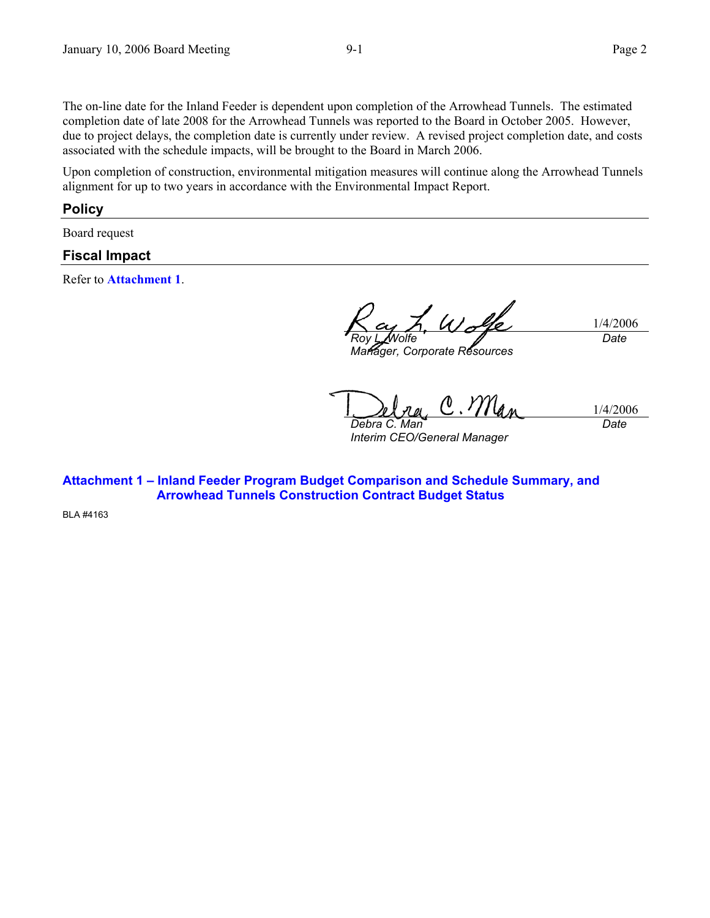The on-line date for the Inland Feeder is dependent upon completion of the Arrowhead Tunnels. The estimated completion date of late 2008 for the Arrowhead Tunnels was reported to the Board in October 2005. However, due to project delays, the completion date is currently under review. A revised project completion date, and costs associated with the schedule impacts, will be brought to the Board in March 2006.

Upon completion of construction, environmental mitigation measures will continue along the Arrowhead Tunnels alignment for up to two years in accordance with the Environmental Impact Report.

## Policy

Board request

## Fiscal Impact

Refer to **Attachment 1**.

| | |
|---|---|
| *Roy L. Wolfe*<br>*Manager, Corporate Resources* | 1/4/2006<br>*Date* |
| *Debra C. Man*<br>*Interim CEO/General Manager* | 1/4/2006<br>*Date* |

**Attachment 1 – Inland Feeder Program Budget Comparison and Schedule Summary, and Arrowhead Tunnels Construction Contract Budget Status**

BLA #4163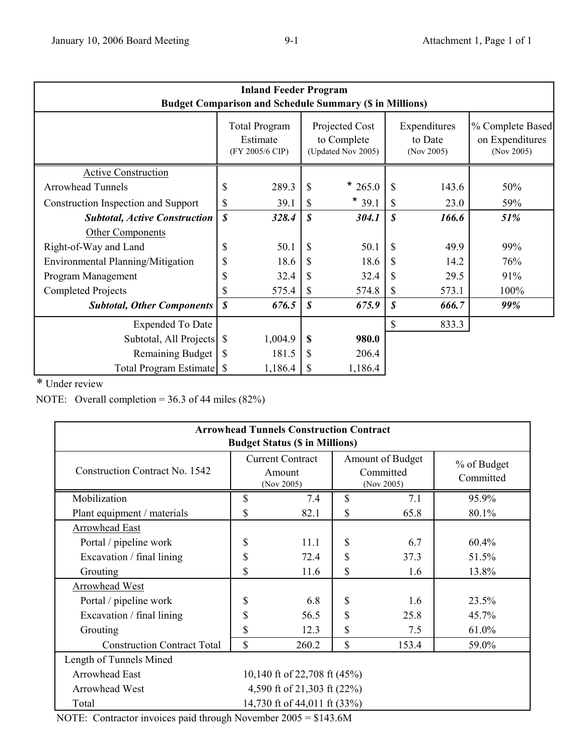| Inland Feeder Program Budget Comparison and Schedule Summary ($ in Millions) | | | | |
|---|---|---|---|---|
| | Total Program Estimate (FY 2005/6 CIP) | Projected Cost to Complete (Updated Nov 2005) | Expenditures to Date (Nov 2005) | % Complete Based on Expenditures (Nov 2005) |
| Active Construction | | | | |
| Arrowhead Tunnels | $ 289.3 | $ * 265.0 | $ 143.6 | 50% |
| Construction Inspection and Support | $ 39.1 | $ * 39.1 | $ 23.0 | 59% |
| ***Subtotal, Active Construction*** | ***$ 328.4*** | ***$ 304.1*** | ***$ 166.6*** | ***51%*** |
| Other Components | | | | |
| Right-of-Way and Land | $ 50.1 | $ 50.1 | $ 49.9 | 99% |
| Environmental Planning/Mitigation | $ 18.6 | $ 18.6 | $ 14.2 | 76% |
| Program Management | $ 32.4 | $ 32.4 | $ 29.5 | 91% |
| Completed Projects | $ 575.4 | $ 574.8 | $ 573.1 | 100% |
| ***Subtotal, Other Components*** | ***$ 676.5*** | ***$ 675.9*** | ***$ 666.7*** | ***99%*** |
| Expended To Date | | | $ 833.3 | |
| Subtotal, All Projects | $ 1,004.9 | **$ 980.0** | | |
| Remaining Budget | $ 181.5 | $ 206.4 | | |
| Total Program Estimate | $ 1,186.4 | $ 1,186.4 | | |

* Under review

NOTE: Overall completion = 36.3 of 44 miles (82%)

| Arrowhead Tunnels Construction Contract Budget Status ($ in Millions) | | | |
|---|---|---|---|
| Construction Contract No. 1542 | Current Contract Amount (Nov 2005) | Amount of Budget Committed (Nov 2005) | % of Budget Committed |
| Mobilization | $ 7.4 | $ 7.1 | 95.9% |
| Plant equipment / materials | $ 82.1 | $ 65.8 | 80.1% |
| Arrowhead East | | | |
| Portal / pipeline work | $ 11.1 | $ 6.7 | 60.4% |
| Excavation / final lining | $ 72.4 | $ 37.3 | 51.5% |
| Grouting | $ 11.6 | $ 1.6 | 13.8% |
| Arrowhead West | | | |
| Portal / pipeline work | $ 6.8 | $ 1.6 | 23.5% |
| Excavation / final lining | $ 56.5 | $ 25.8 | 45.7% |
| Grouting | $ 12.3 | $ 7.5 | 61.0% |
| Construction Contract Total | $ 260.2 | $ 153.4 | 59.0% |
| Length of Tunnels Mined | | | |
| Arrowhead East | 10,140 ft of 22,708 ft (45%) | | |
| Arrowhead West | 4,590 ft of 21,303 ft (22%) | | |
| Total | 14,730 ft of 44,011 ft (33%) | | |

NOTE: Contractor invoices paid through November 2005 = $143.6M